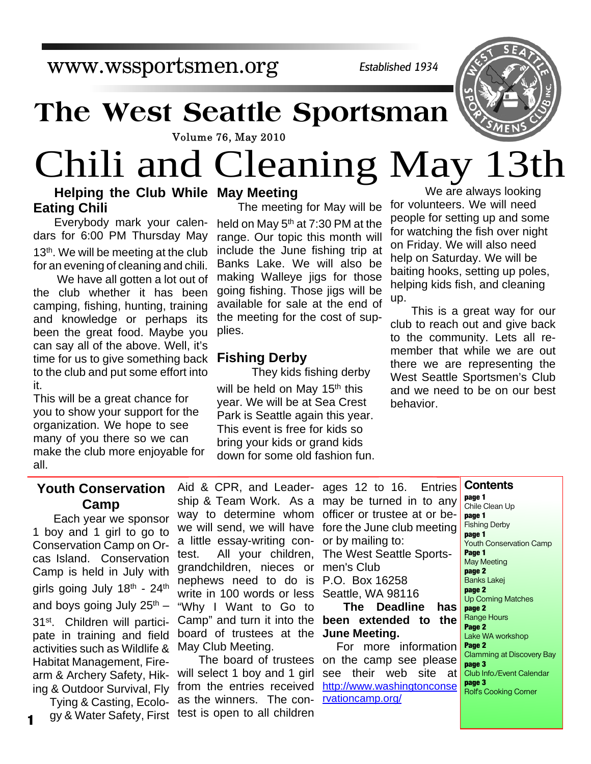www.wssportsmen.org

*Established 1934*

# The West Seattle Sportsman

Volume 76, May 2010

# Chili and Cleaning May 13th

### Helping the Club While Eating Chili

Everybody mark your calendars for 6:00 PM Thursday May 13th. We will be meeting at the club for an evening of cleaning and chili.

We have all gotten a lot out of the club whether it has been camping, fishing, hunting, training and knowledge or perhaps its been the great food. Maybe you can say all of the above. Well, it's time for us to give something back to the club and put some effort into it.

This will be a great chance for you to show your support for the organization. We hope to see many of you there so we can make the club more enjoyable for all.

### May Meeting

The meeting for May will be held on May 5th at 7:30 PM at the range. Our topic this month will include the June fishing trip at Banks Lake. We will also be making Walleye jigs for those going fishing. Those jigs will be available for sale at the end of the meeting for the cost of supplies.

### Fishing Derby

They kids fishing derby will be held on May 15th this year. We will be at Sea Crest Park is Seattle again this year. This event is free for kids so bring your kids or grand kids down for some old fashion fun.

We are always looking for volunteers. We will need people for setting up and some for watching the fish over night on Friday. We will also need help on Saturday. We will be baiting hooks, setting up poles, helping kids fish, and cleaning up.

This is a great way for our club to reach out and give back to the community. Lets all remember that while we are out there we are representing the West Seattle Sportsmen's Club and we need to be on our best behavior.

### Youth Conservation Camp

Each year we sponsor 1 boy and 1 girl to go to Conservation Camp on Orcas Island. Conservation Camp is held in July with girls going July 18th - 24th and boys going July 25th – 31st. Children will participate in training and field activities such as Wildlife & Habitat Management, Firearm & Archery Safety, Hiking & Outdoor Survival, Fly Tying & Casting, Ecology & Water Safety, First Aid & CPR, and Leadership & Team Work. As a way to determine whom we will send, we will have a little essay-writing contest. All your children, grandchildren, nieces or nephews need to do is write in 100 words or less "Why I Want to Go to Camp" and turn it into the board of trustees at the May Club Meeting.

The board of trustees will select 1 boy and 1 girl from the entries received as the winners. The contest is open to all children ages 12 to 16. Entries may be turned in to any officer or trustee at or before the June club meeting or by mailing to:

The West Seattle Sportsmen's Club
P.O. Box 16258
Seattle, WA 98116

**The Deadline has been extended to the June Meeting.**

For more information on the camp see please see their web site at http://www.washingtonconservationcamp.org/

### Contents

- **page 1** Chile Clean Up
- **page 1** Fishing Derby
- **page 1** Youth Conservation Camp
- **Page 1** May Meeting
- **page 2** Banks Lakej
- **page 2** Up Coming Matches
- **page 2** Range Hours
- **Page 2** Lake WA workshop
- **Page 2** Clamming at Discovery Bay
- **page 3** Club Info./Event Calendar
- **page 3** Rolf's Cooking Corner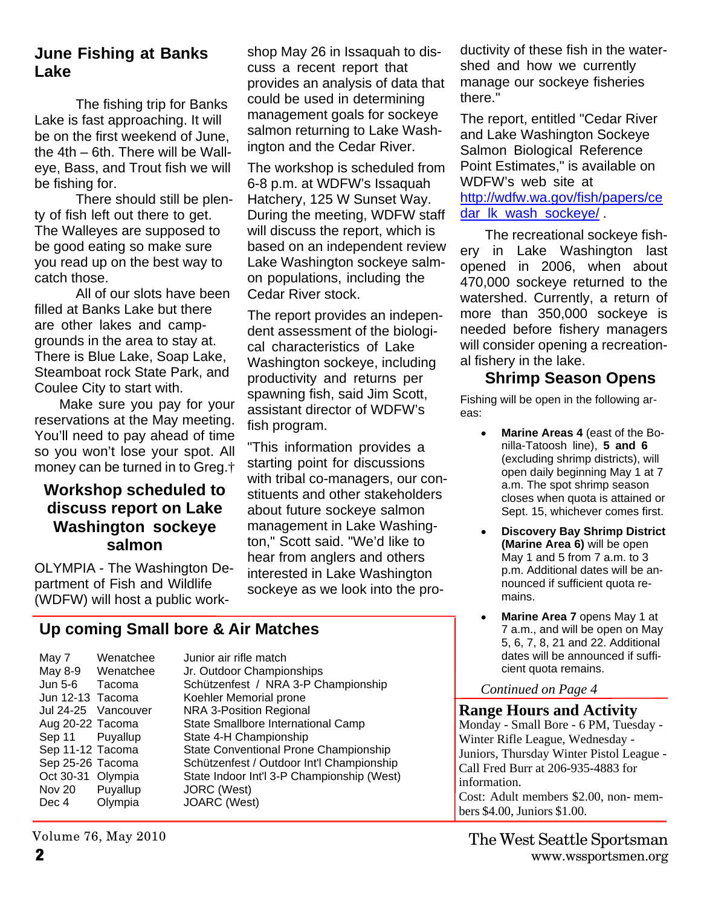## June Fishing at Banks Lake

The fishing trip for Banks Lake is fast approaching. It will be on the first weekend of June, the 4th – 6th. There will be Walleye, Bass, and Trout fish we will be fishing for.

There should still be plenty of fish left out there to get. The Walleyes are supposed to be good eating so make sure you read up on the best way to catch those.

All of our slots have been filled at Banks Lake but there are other lakes and campgrounds in the area to stay at. There is Blue Lake, Soap Lake, Steamboat rock State Park, and Coulee City to start with.

Make sure you pay for your reservations at the May meeting. You'll need to pay ahead of time so you won't lose your spot. All money can be turned in to Greg.†

## Workshop scheduled to discuss report on Lake Washington sockeye salmon

OLYMPIA - The Washington Department of Fish and Wildlife (WDFW) will host a public workshop May 26 in Issaquah to discuss a recent report that provides an analysis of data that could be used in determining management goals for sockeye salmon returning to Lake Washington and the Cedar River.

The workshop is scheduled from 6-8 p.m. at WDFW's Issaquah Hatchery, 125 W Sunset Way. During the meeting, WDFW staff will discuss the report, which is based on an independent review Lake Washington sockeye salmon populations, including the Cedar River stock.

The report provides an independent assessment of the biological characteristics of Lake Washington sockeye, including productivity and returns per spawning fish, said Jim Scott, assistant director of WDFW's fish program.

"This information provides a starting point for discussions with tribal co-managers, our constituents and other stakeholders about future sockeye salmon management in Lake Washington," Scott said. "We'd like to hear from anglers and others interested in Lake Washington sockeye as we look into the productivity of these fish in the watershed and how we currently manage our sockeye fisheries there."

The report, entitled "Cedar River and Lake Washington Sockeye Salmon Biological Reference Point Estimates," is available on WDFW's web site at http://wdfw.wa.gov/fish/papers/cedar_lk_wash_sockeye/ .

The recreational sockeye fishery in Lake Washington last opened in 2006, when about 470,000 sockeye returned to the watershed. Currently, a return of more than 350,000 sockeye is needed before fishery managers will consider opening a recreational fishery in the lake.

## Shrimp Season Opens

Fishing will be open in the following areas:

- **Marine Areas 4** (east of the Bonilla-Tatoosh line), **5 and 6** (excluding shrimp districts), will open daily beginning May 1 at 7 a.m. The spot shrimp season closes when quota is attained or Sept. 15, whichever comes first.
- **Discovery Bay Shrimp District (Marine Area 6)** will be open May 1 and 5 from 7 a.m. to 3 p.m. Additional dates will be announced if sufficient quota remains.
- **Marine Area 7** opens May 1 at 7 a.m., and will be open on May 5, 6, 7, 8, 21 and 22. Additional dates will be announced if sufficient quota remains.

*Continued on Page 4*

## Up coming Small bore & Air Matches

| Date | Location | Event |
|---|---|---|
| May 7 | Wenatchee | Junior air rifle match |
| May 8-9 | Wenatchee | Jr. Outdoor Championships |
| Jun 5-6 | Tacoma | Schützenfest / NRA 3-P Championship |
| Jun 12-13 | Tacoma | Koehler Memorial prone |
| Jul 24-25 | Vancouver | NRA 3-Position Regional |
| Aug 20-22 | Tacoma | State Smallbore International Camp |
| Sep 11 | Puyallup | State 4-H Championship |
| Sep 11-12 | Tacoma | State Conventional Prone Championship |
| Sep 25-26 | Tacoma | Schützenfest / Outdoor Int'l Championship |
| Oct 30-31 | Olympia | State Indoor Int'l 3-P Championship (West) |
| Nov 20 | Puyallup | JORC (West) |
| Dec 4 | Olympia | JOARC (West) |

## Range Hours and Activity

Monday - Small Bore - 6 PM, Tuesday - Winter Rifle League, Wednesday - Juniors, Thursday Winter Pistol League - Call Fred Burr at 206-935-4883 for information.

Cost: Adult members $2.00, non- members $4.00, Juniors $1.00.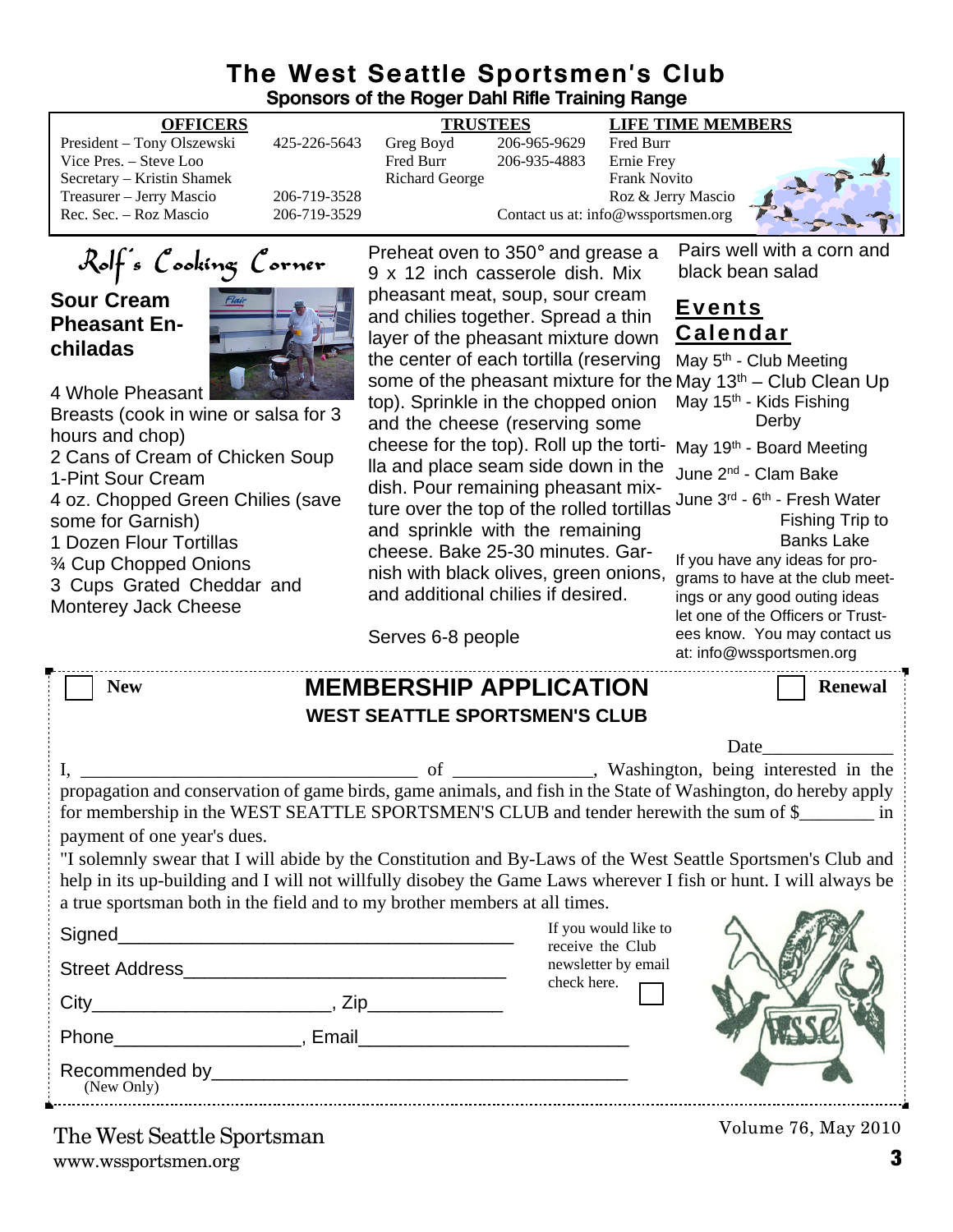# The West Seattle Sportsmen's Club

**Sponsors of the Roger Dahl Rifle Training Range**

| OFFICERS | | TRUSTEES | | LIFE TIME MEMBERS |
|---|---|---|---|---|
| President – Tony Olszewski | 425-226-5643 | Greg Boyd | 206-965-9629 | Fred Burr |
| Vice Pres. – Steve Loo | | Fred Burr | 206-935-4883 | Ernie Frey |
| Secretary – Kristin Shamek | | Richard George | | Frank Novito |
| Treasurer – Jerry Mascio | 206-719-3528 | | | Roz & Jerry Mascio |
| Rec. Sec. – Roz Mascio | 206-719-3529 | | Contact us at: info@wssportsmen.org | |

## Rolf's Cooking Corner

### Sour Cream Pheasant Enchiladas

4 Whole Pheasant Breasts (cook in wine or salsa for 3 hours and chop)
2 Cans of Cream of Chicken Soup
1-Pint Sour Cream
4 oz. Chopped Green Chilies (save some for Garnish)
1 Dozen Flour Tortillas
¾ Cup Chopped Onions
3 Cups Grated Cheddar and Monterey Jack Cheese

Preheat oven to 350° and grease a 9 x 12 inch casserole dish. Mix pheasant meat, soup, sour cream and chilies together. Spread a thin layer of the pheasant mixture down the center of each tortilla (reserving some of the pheasant mixture for the top). Sprinkle in the chopped onion and the cheese (reserving some cheese for the top). Roll up the tortilla and place seam side down in the dish. Pour remaining pheasant mixture over the top of the rolled tortillas and sprinkle with the remaining cheese. Bake 25-30 minutes. Garnish with black olives, green onions, and additional chilies if desired.

Serves 6-8 people

Pairs well with a corn and black bean salad

## Events Calendar

- May 5th - Club Meeting
- May 13th – Club Clean Up
- May 15th - Kids Fishing Derby
- May 19th - Board Meeting
- June 2nd - Clam Bake
- June 3rd - 6th - Fresh Water Fishing Trip to Banks Lake

If you have any ideas for programs to have at the club meetings or any good outing ideas let one of the Officers or Trustees know. You may contact us at: info@wssportsmen.org

---

☐ New

## MEMBERSHIP APPLICATION

**WEST SEATTLE SPORTSMEN'S CLUB**

☐ Renewal

Date______________

I, ____________________________________ of _______________, Washington, being interested in the propagation and conservation of game birds, game animals, and fish in the State of Washington, do hereby apply for membership in the WEST SEATTLE SPORTSMEN'S CLUB and tender herewith the sum of $________ in payment of one year's dues.

"I solemnly swear that I will abide by the Constitution and By-Laws of the West Seattle Sportsmen's Club and help in its up-building and I will not willfully disobey the Game Laws wherever I fish or hunt. I will always be a true sportsman both in the field and to my brother members at all times.

Signed_________________________________________

Street Address_________________________________

City________________________, Zip_____________

Phone__________________, Email___________________________

Recommended by_________________________________________
(New Only)

If you would like to receive the Club newsletter by email check here. ☐

The West Seattle Sportsman
www.wssportsmen.org

Volume 76, May 2010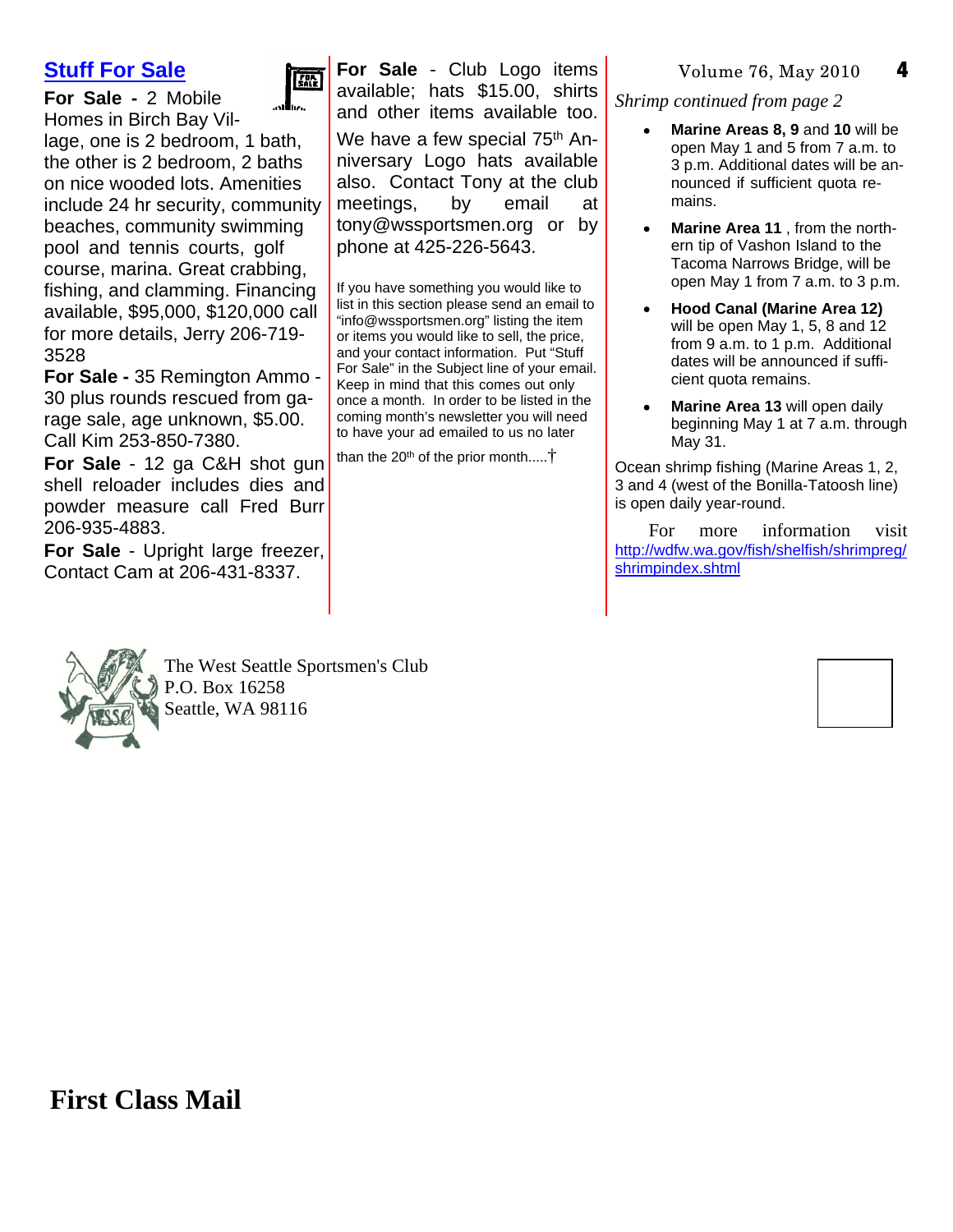## Stuff For Sale

**For Sale -** 2 Mobile Homes in Birch Bay Village, one is 2 bedroom, 1 bath, the other is 2 bedroom, 2 baths on nice wooded lots. Amenities include 24 hr security, community beaches, community swimming pool and tennis courts, golf course, marina. Great crabbing, fishing, and clamming. Financing available, $95,000, $120,000 call for more details, Jerry 206-719-3528

**For Sale -** 35 Remington Ammo - 30 plus rounds rescued from garage sale, age unknown, $5.00. Call Kim 253-850-7380.

**For Sale** - 12 ga C&H shot gun shell reloader includes dies and powder measure call Fred Burr 206-935-4883.

**For Sale** - Upright large freezer, Contact Cam at 206-431-8337.

**For Sale** - Club Logo items available; hats $15.00, shirts and other items available too. We have a few special 75th Anniversary Logo hats available also. Contact Tony at the club meetings, by email at tony@wssportsmen.org or by phone at 425-226-5643.

If you have something you would like to list in this section please send an email to "info@wssportsmen.org" listing the item or items you would like to sell, the price, and your contact information. Put "Stuff For Sale" in the Subject line of your email. Keep in mind that this comes out only once a month. In order to be listed in the coming month's newsletter you will need to have your ad emailed to us no later than the 20th of the prior month.....†

*Shrimp continued from page 2*

- **Marine Areas 8, 9** and **10** will be open May 1 and 5 from 7 a.m. to 3 p.m. Additional dates will be announced if sufficient quota remains.
- **Marine Area 11** , from the northern tip of Vashon Island to the Tacoma Narrows Bridge, will be open May 1 from 7 a.m. to 3 p.m.
- **Hood Canal (Marine Area 12)** will be open May 1, 5, 8 and 12 from 9 a.m. to 1 p.m. Additional dates will be announced if sufficient quota remains.
- **Marine Area 13** will open daily beginning May 1 at 7 a.m. through May 31.

Ocean shrimp fishing (Marine Areas 1, 2, 3 and 4 (west of the Bonilla-Tatoosh line) is open daily year-round.

For more information visit http://wdfw.wa.gov/fish/shelfish/shrimpreg/shrimpindex.shtml

The West Seattle Sportsmen's Club
P.O. Box 16258
Seattle, WA 98116

**First Class Mail**